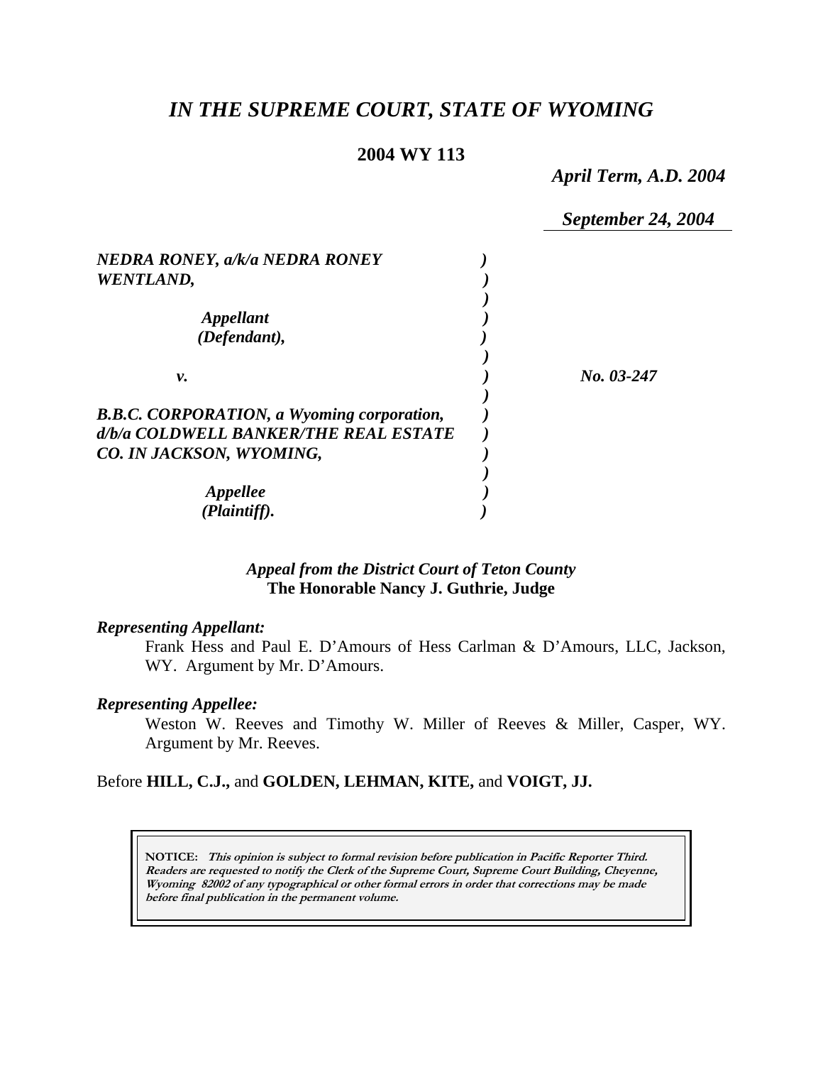# *IN THE SUPREME COURT, STATE OF WYOMING*

**2004 WY 113**

*April Term, A.D. 2004*

*September 24, 2004*

*NEDRA RONEY, a/k/a NEDRA RONEY WENTLAND,*

*Appellant (Defendant),*

*v.*

*B.B.C. CORPORATION, a Wyoming corporation, d/b/a COLDWELL BANKER/THE REAL ESTATE CO. IN JACKSON, WYOMING,*

*Appellee (Plaintiff).*

*No. 03-247*

*Appeal from the District Court of Teton County*
**The Honorable Nancy J. Guthrie, Judge**

***Representing Appellant:***

Frank Hess and Paul E. D'Amours of Hess Carlman & D'Amours, LLC, Jackson, WY. Argument by Mr. D'Amours.

***Representing Appellee:***

Weston W. Reeves and Timothy W. Miller of Reeves & Miller, Casper, WY. Argument by Mr. Reeves.

Before **HILL, C.J.,** and **GOLDEN, LEHMAN, KITE,** and **VOIGT, JJ.**

**NOTICE:** ***This opinion is subject to formal revision before publication in Pacific Reporter Third. Readers are requested to notify the Clerk of the Supreme Court, Supreme Court Building, Cheyenne, Wyoming 82002 of any typographical or other formal errors in order that corrections may be made before final publication in the permanent volume.***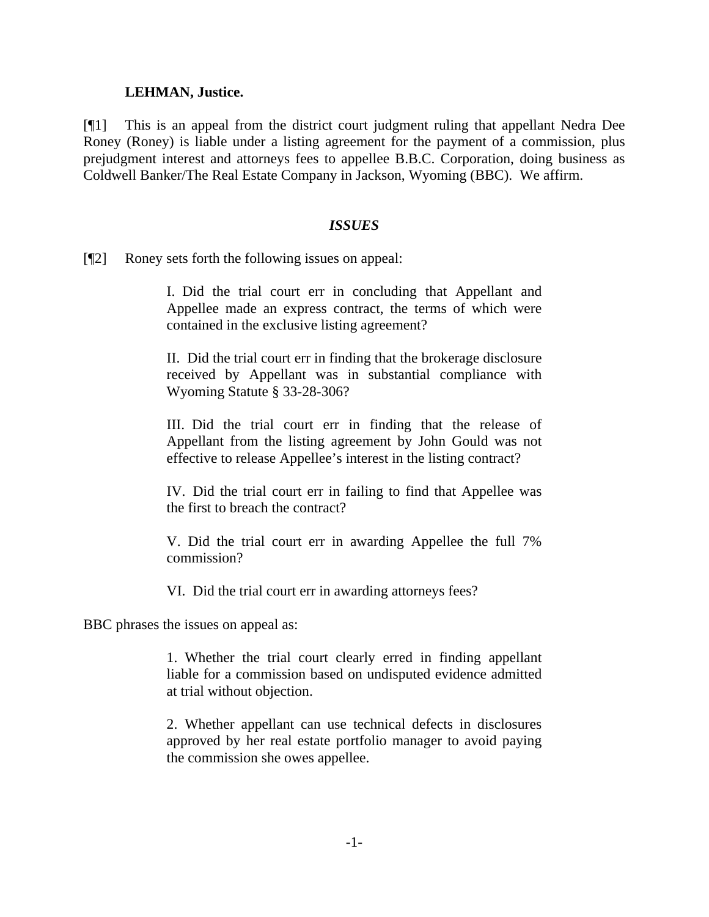**LEHMAN, Justice.**

[¶1] This is an appeal from the district court judgment ruling that appellant Nedra Dee Roney (Roney) is liable under a listing agreement for the payment of a commission, plus prejudgment interest and attorneys fees to appellee B.B.C. Corporation, doing business as Coldwell Banker/The Real Estate Company in Jackson, Wyoming (BBC). We affirm.

### *ISSUES*

[¶2] Roney sets forth the following issues on appeal:

> I. Did the trial court err in concluding that Appellant and Appellee made an express contract, the terms of which were contained in the exclusive listing agreement?
>
> II. Did the trial court err in finding that the brokerage disclosure received by Appellant was in substantial compliance with Wyoming Statute § 33-28-306?
>
> III. Did the trial court err in finding that the release of Appellant from the listing agreement by John Gould was not effective to release Appellee's interest in the listing contract?
>
> IV. Did the trial court err in failing to find that Appellee was the first to breach the contract?
>
> V. Did the trial court err in awarding Appellee the full 7% commission?
>
> VI. Did the trial court err in awarding attorneys fees?

BBC phrases the issues on appeal as:

> 1. Whether the trial court clearly erred in finding appellant liable for a commission based on undisputed evidence admitted at trial without objection.
>
> 2. Whether appellant can use technical defects in disclosures approved by her real estate portfolio manager to avoid paying the commission she owes appellee.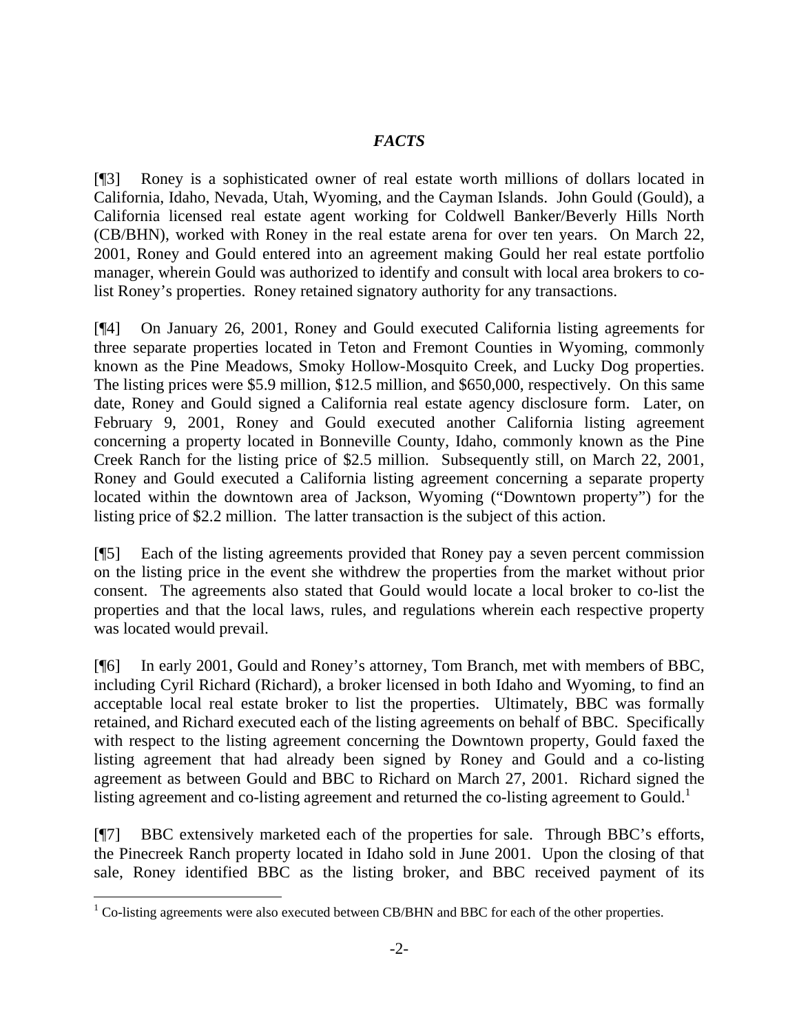## *FACTS*

[¶3] Roney is a sophisticated owner of real estate worth millions of dollars located in California, Idaho, Nevada, Utah, Wyoming, and the Cayman Islands. John Gould (Gould), a California licensed real estate agent working for Coldwell Banker/Beverly Hills North (CB/BHN), worked with Roney in the real estate arena for over ten years. On March 22, 2001, Roney and Gould entered into an agreement making Gould her real estate portfolio manager, wherein Gould was authorized to identify and consult with local area brokers to co-list Roney's properties. Roney retained signatory authority for any transactions.

[¶4] On January 26, 2001, Roney and Gould executed California listing agreements for three separate properties located in Teton and Fremont Counties in Wyoming, commonly known as the Pine Meadows, Smoky Hollow-Mosquito Creek, and Lucky Dog properties. The listing prices were $5.9 million, $12.5 million, and $650,000, respectively. On this same date, Roney and Gould signed a California real estate agency disclosure form. Later, on February 9, 2001, Roney and Gould executed another California listing agreement concerning a property located in Bonneville County, Idaho, commonly known as the Pine Creek Ranch for the listing price of $2.5 million. Subsequently still, on March 22, 2001, Roney and Gould executed a California listing agreement concerning a separate property located within the downtown area of Jackson, Wyoming ("Downtown property") for the listing price of $2.2 million. The latter transaction is the subject of this action.

[¶5] Each of the listing agreements provided that Roney pay a seven percent commission on the listing price in the event she withdrew the properties from the market without prior consent. The agreements also stated that Gould would locate a local broker to co-list the properties and that the local laws, rules, and regulations wherein each respective property was located would prevail.

[¶6] In early 2001, Gould and Roney's attorney, Tom Branch, met with members of BBC, including Cyril Richard (Richard), a broker licensed in both Idaho and Wyoming, to find an acceptable local real estate broker to list the properties. Ultimately, BBC was formally retained, and Richard executed each of the listing agreements on behalf of BBC. Specifically with respect to the listing agreement concerning the Downtown property, Gould faxed the listing agreement that had already been signed by Roney and Gould and a co-listing agreement as between Gould and BBC to Richard on March 27, 2001. Richard signed the listing agreement and co-listing agreement and returned the co-listing agreement to Gould.[1]

[¶7] BBC extensively marketed each of the properties for sale. Through BBC's efforts, the Pinecreek Ranch property located in Idaho sold in June 2001. Upon the closing of that sale, Roney identified BBC as the listing broker, and BBC received payment of its

[1] Co-listing agreements were also executed between CB/BHN and BBC for each of the other properties.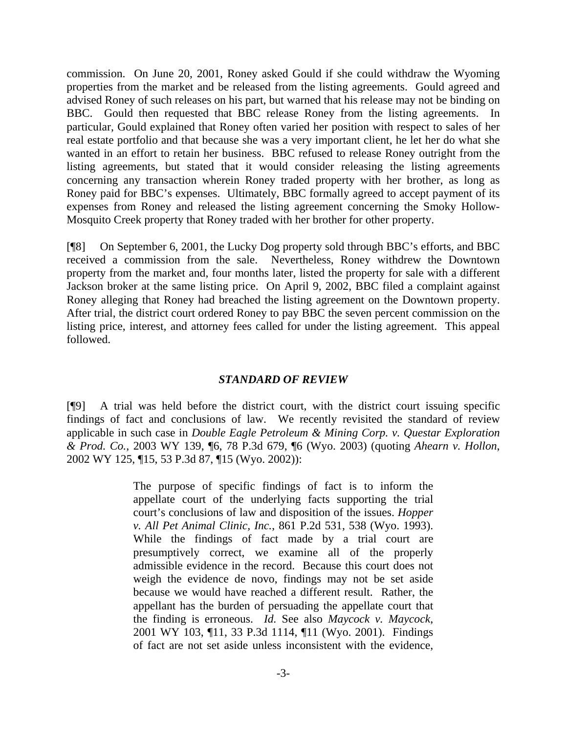commission. On June 20, 2001, Roney asked Gould if she could withdraw the Wyoming properties from the market and be released from the listing agreements. Gould agreed and advised Roney of such releases on his part, but warned that his release may not be binding on BBC. Gould then requested that BBC release Roney from the listing agreements. In particular, Gould explained that Roney often varied her position with respect to sales of her real estate portfolio and that because she was a very important client, he let her do what she wanted in an effort to retain her business. BBC refused to release Roney outright from the listing agreements, but stated that it would consider releasing the listing agreements concerning any transaction wherein Roney traded property with her brother, as long as Roney paid for BBC's expenses. Ultimately, BBC formally agreed to accept payment of its expenses from Roney and released the listing agreement concerning the Smoky Hollow-Mosquito Creek property that Roney traded with her brother for other property.

[¶8] On September 6, 2001, the Lucky Dog property sold through BBC's efforts, and BBC received a commission from the sale. Nevertheless, Roney withdrew the Downtown property from the market and, four months later, listed the property for sale with a different Jackson broker at the same listing price. On April 9, 2002, BBC filed a complaint against Roney alleging that Roney had breached the listing agreement on the Downtown property. After trial, the district court ordered Roney to pay BBC the seven percent commission on the listing price, interest, and attorney fees called for under the listing agreement. This appeal followed.

## *STANDARD OF REVIEW*

[¶9] A trial was held before the district court, with the district court issuing specific findings of fact and conclusions of law. We recently revisited the standard of review applicable in such case in *Double Eagle Petroleum & Mining Corp. v. Questar Exploration & Prod. Co.*, 2003 WY 139, ¶6, 78 P.3d 679, ¶6 (Wyo. 2003) (quoting *Ahearn v. Hollon*, 2002 WY 125, ¶15, 53 P.3d 87, ¶15 (Wyo. 2002)):

> The purpose of specific findings of fact is to inform the appellate court of the underlying facts supporting the trial court's conclusions of law and disposition of the issues. *Hopper v. All Pet Animal Clinic, Inc.*, 861 P.2d 531, 538 (Wyo. 1993). While the findings of fact made by a trial court are presumptively correct, we examine all of the properly admissible evidence in the record. Because this court does not weigh the evidence de novo, findings may not be set aside because we would have reached a different result. Rather, the appellant has the burden of persuading the appellate court that the finding is erroneous. *Id.* See also *Maycock v. Maycock*, 2001 WY 103, ¶11, 33 P.3d 1114, ¶11 (Wyo. 2001). Findings of fact are not set aside unless inconsistent with the evidence,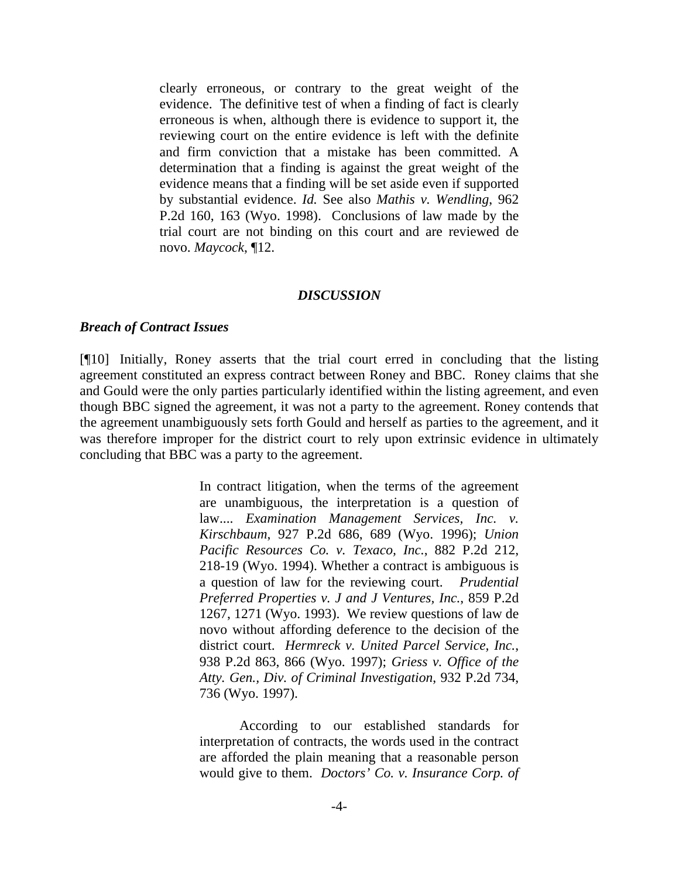> clearly erroneous, or contrary to the great weight of the evidence. The definitive test of when a finding of fact is clearly erroneous is when, although there is evidence to support it, the reviewing court on the entire evidence is left with the definite and firm conviction that a mistake has been committed. A determination that a finding is against the great weight of the evidence means that a finding will be set aside even if supported by substantial evidence. *Id.* See also *Mathis v. Wendling*, 962 P.2d 160, 163 (Wyo. 1998). Conclusions of law made by the trial court are not binding on this court and are reviewed de novo. *Maycock*, ¶12.

## *DISCUSSION*

### *Breach of Contract Issues*

[¶10] Initially, Roney asserts that the trial court erred in concluding that the listing agreement constituted an express contract between Roney and BBC. Roney claims that she and Gould were the only parties particularly identified within the listing agreement, and even though BBC signed the agreement, it was not a party to the agreement. Roney contends that the agreement unambiguously sets forth Gould and herself as parties to the agreement, and it was therefore improper for the district court to rely upon extrinsic evidence in ultimately concluding that BBC was a party to the agreement.

> In contract litigation, when the terms of the agreement are unambiguous, the interpretation is a question of law.... *Examination Management Services, Inc. v. Kirschbaum*, 927 P.2d 686, 689 (Wyo. 1996); *Union Pacific Resources Co. v. Texaco, Inc.*, 882 P.2d 212, 218-19 (Wyo. 1994). Whether a contract is ambiguous is a question of law for the reviewing court. *Prudential Preferred Properties v. J and J Ventures, Inc.*, 859 P.2d 1267, 1271 (Wyo. 1993). We review questions of law de novo without affording deference to the decision of the district court. *Hermreck v. United Parcel Service, Inc.*, 938 P.2d 863, 866 (Wyo. 1997); *Griess v. Office of the Atty. Gen., Div. of Criminal Investigation*, 932 P.2d 734, 736 (Wyo. 1997).
>
> According to our established standards for interpretation of contracts, the words used in the contract are afforded the plain meaning that a reasonable person would give to them. *Doctors' Co. v. Insurance Corp. of*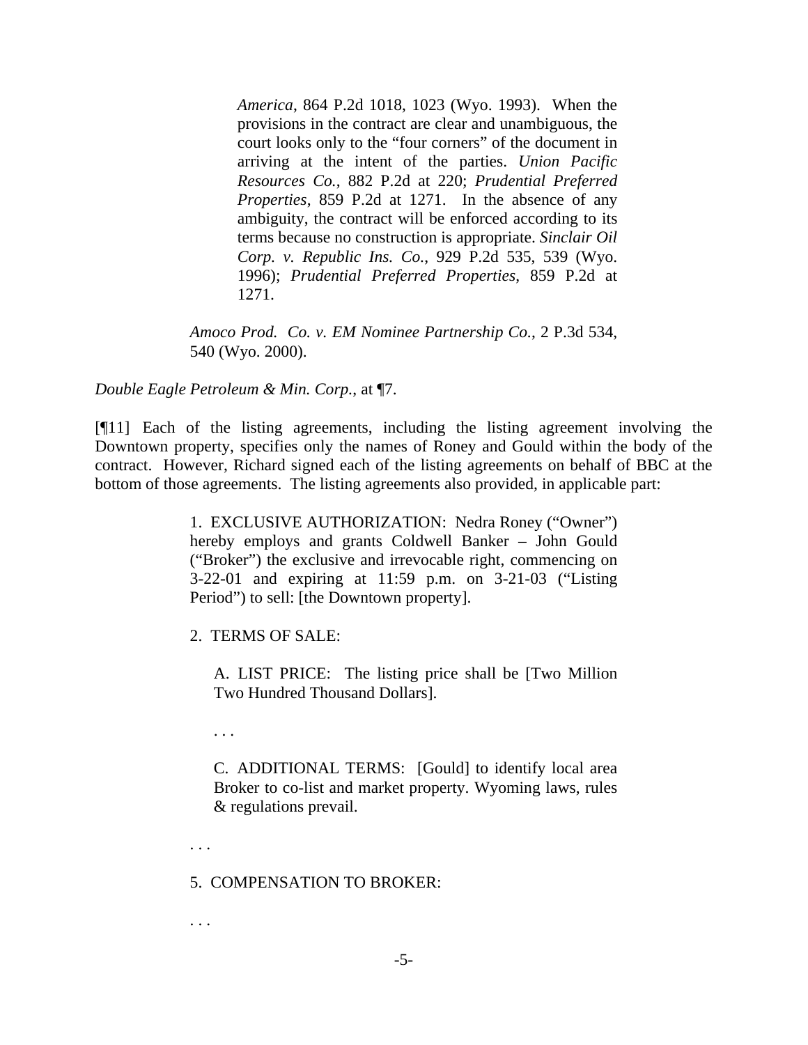> *America*, 864 P.2d 1018, 1023 (Wyo. 1993). When the provisions in the contract are clear and unambiguous, the court looks only to the "four corners" of the document in arriving at the intent of the parties. *Union Pacific Resources Co.*, 882 P.2d at 220; *Prudential Preferred Properties*, 859 P.2d at 1271. In the absence of any ambiguity, the contract will be enforced according to its terms because no construction is appropriate. *Sinclair Oil Corp. v. Republic Ins. Co.*, 929 P.2d 535, 539 (Wyo. 1996); *Prudential Preferred Properties*, 859 P.2d at 1271.

*Amoco Prod. Co. v. EM Nominee Partnership Co.*, 2 P.3d 534, 540 (Wyo. 2000).

*Double Eagle Petroleum & Min. Corp.*, at ¶7.

[¶11] Each of the listing agreements, including the listing agreement involving the Downtown property, specifies only the names of Roney and Gould within the body of the contract. However, Richard signed each of the listing agreements on behalf of BBC at the bottom of those agreements. The listing agreements also provided, in applicable part:

> 1. EXCLUSIVE AUTHORIZATION: Nedra Roney ("Owner") hereby employs and grants Coldwell Banker – John Gould ("Broker") the exclusive and irrevocable right, commencing on 3-22-01 and expiring at 11:59 p.m. on 3-21-03 ("Listing Period") to sell: [the Downtown property].
>
> 2. TERMS OF SALE:
>
> A. LIST PRICE: The listing price shall be [Two Million Two Hundred Thousand Dollars].
>
> . . .
>
> C. ADDITIONAL TERMS: [Gould] to identify local area Broker to co-list and market property. Wyoming laws, rules & regulations prevail.
>
> . . .
>
> 5. COMPENSATION TO BROKER:
>
> . . .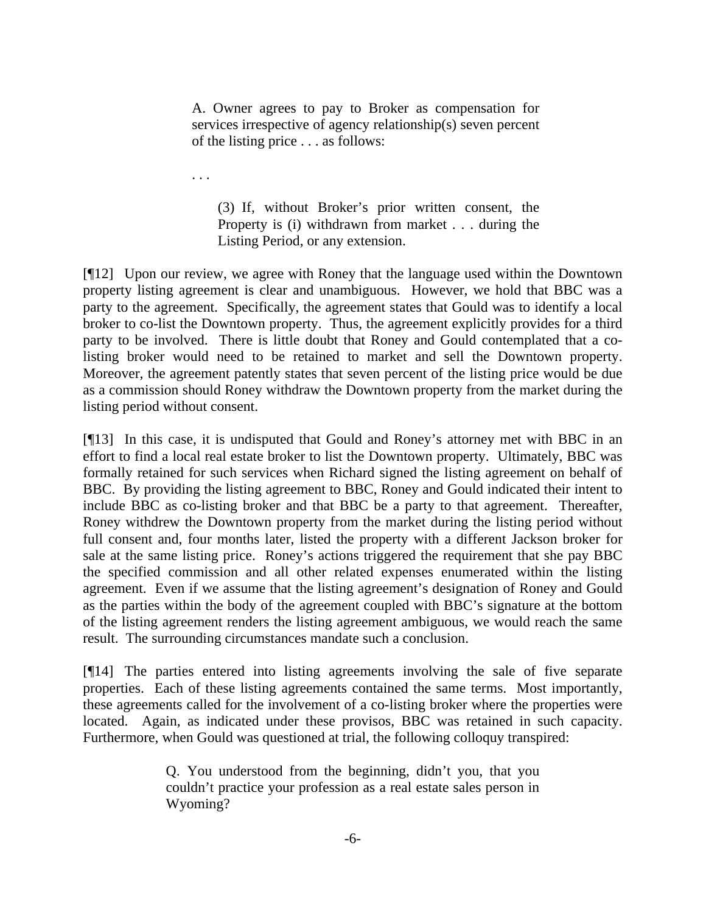> A. Owner agrees to pay to Broker as compensation for services irrespective of agency relationship(s) seven percent of the listing price . . . as follows:
>
> . . .
>
> > (3) If, without Broker's prior written consent, the Property is (i) withdrawn from market . . . during the Listing Period, or any extension.

[¶12] Upon our review, we agree with Roney that the language used within the Downtown property listing agreement is clear and unambiguous. However, we hold that BBC was a party to the agreement. Specifically, the agreement states that Gould was to identify a local broker to co-list the Downtown property. Thus, the agreement explicitly provides for a third party to be involved. There is little doubt that Roney and Gould contemplated that a co-listing broker would need to be retained to market and sell the Downtown property. Moreover, the agreement patently states that seven percent of the listing price would be due as a commission should Roney withdraw the Downtown property from the market during the listing period without consent.

[¶13] In this case, it is undisputed that Gould and Roney's attorney met with BBC in an effort to find a local real estate broker to list the Downtown property. Ultimately, BBC was formally retained for such services when Richard signed the listing agreement on behalf of BBC. By providing the listing agreement to BBC, Roney and Gould indicated their intent to include BBC as co-listing broker and that BBC be a party to that agreement. Thereafter, Roney withdrew the Downtown property from the market during the listing period without full consent and, four months later, listed the property with a different Jackson broker for sale at the same listing price. Roney's actions triggered the requirement that she pay BBC the specified commission and all other related expenses enumerated within the listing agreement. Even if we assume that the listing agreement's designation of Roney and Gould as the parties within the body of the agreement coupled with BBC's signature at the bottom of the listing agreement renders the listing agreement ambiguous, we would reach the same result. The surrounding circumstances mandate such a conclusion.

[¶14] The parties entered into listing agreements involving the sale of five separate properties. Each of these listing agreements contained the same terms. Most importantly, these agreements called for the involvement of a co-listing broker where the properties were located. Again, as indicated under these provisos, BBC was retained in such capacity. Furthermore, when Gould was questioned at trial, the following colloquy transpired:

> Q. You understood from the beginning, didn't you, that you couldn't practice your profession as a real estate sales person in Wyoming?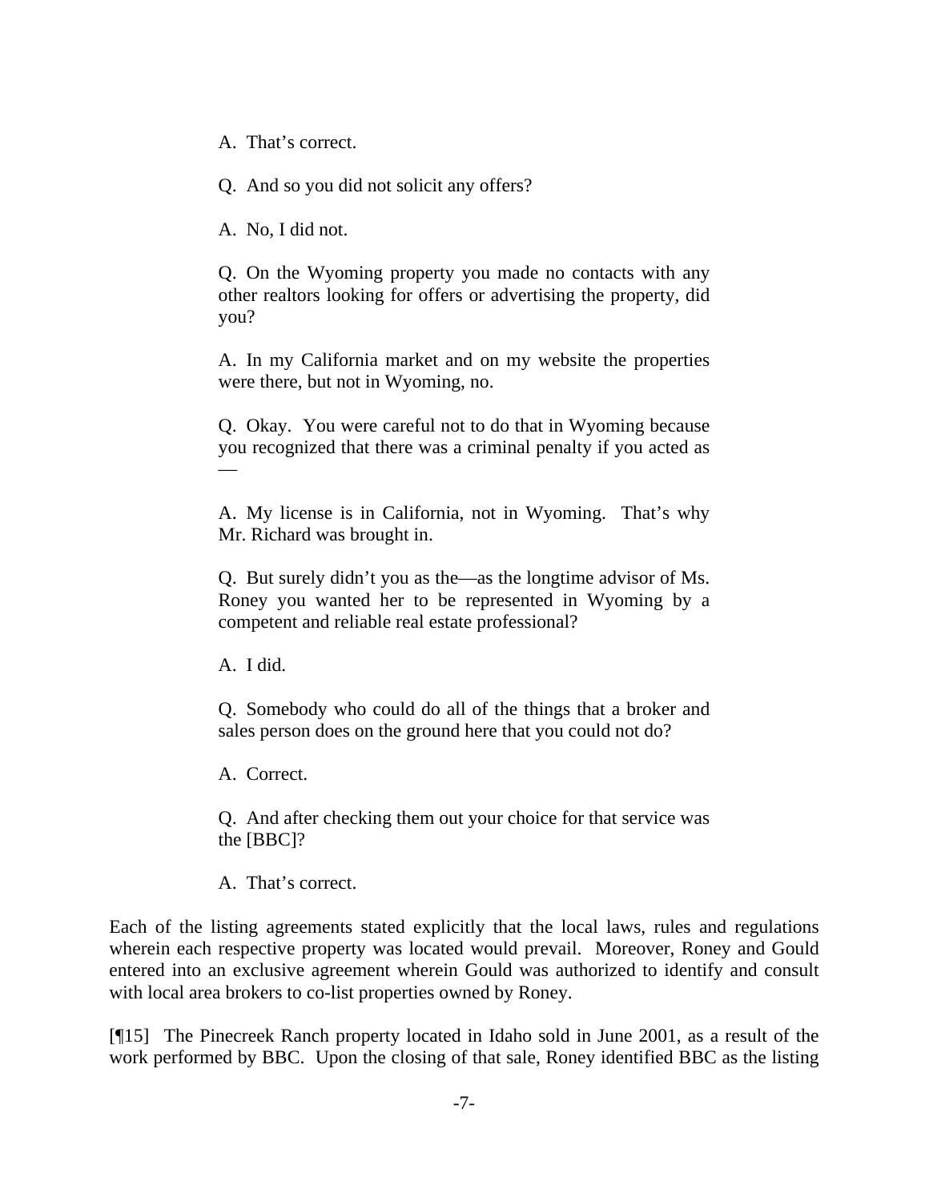A. That's correct.

Q. And so you did not solicit any offers?

A. No, I did not.

Q. On the Wyoming property you made no contacts with any other realtors looking for offers or advertising the property, did you?

A. In my California market and on my website the properties were there, but not in Wyoming, no.

Q. Okay. You were careful not to do that in Wyoming because you recognized that there was a criminal penalty if you acted as —

A. My license is in California, not in Wyoming. That's why Mr. Richard was brought in.

Q. But surely didn't you as the—as the longtime advisor of Ms. Roney you wanted her to be represented in Wyoming by a competent and reliable real estate professional?

A. I did.

Q. Somebody who could do all of the things that a broker and sales person does on the ground here that you could not do?

A. Correct.

Q. And after checking them out your choice for that service was the [BBC]?

A. That's correct.

Each of the listing agreements stated explicitly that the local laws, rules and regulations wherein each respective property was located would prevail. Moreover, Roney and Gould entered into an exclusive agreement wherein Gould was authorized to identify and consult with local area brokers to co-list properties owned by Roney.

[¶15] The Pinecreek Ranch property located in Idaho sold in June 2001, as a result of the work performed by BBC. Upon the closing of that sale, Roney identified BBC as the listing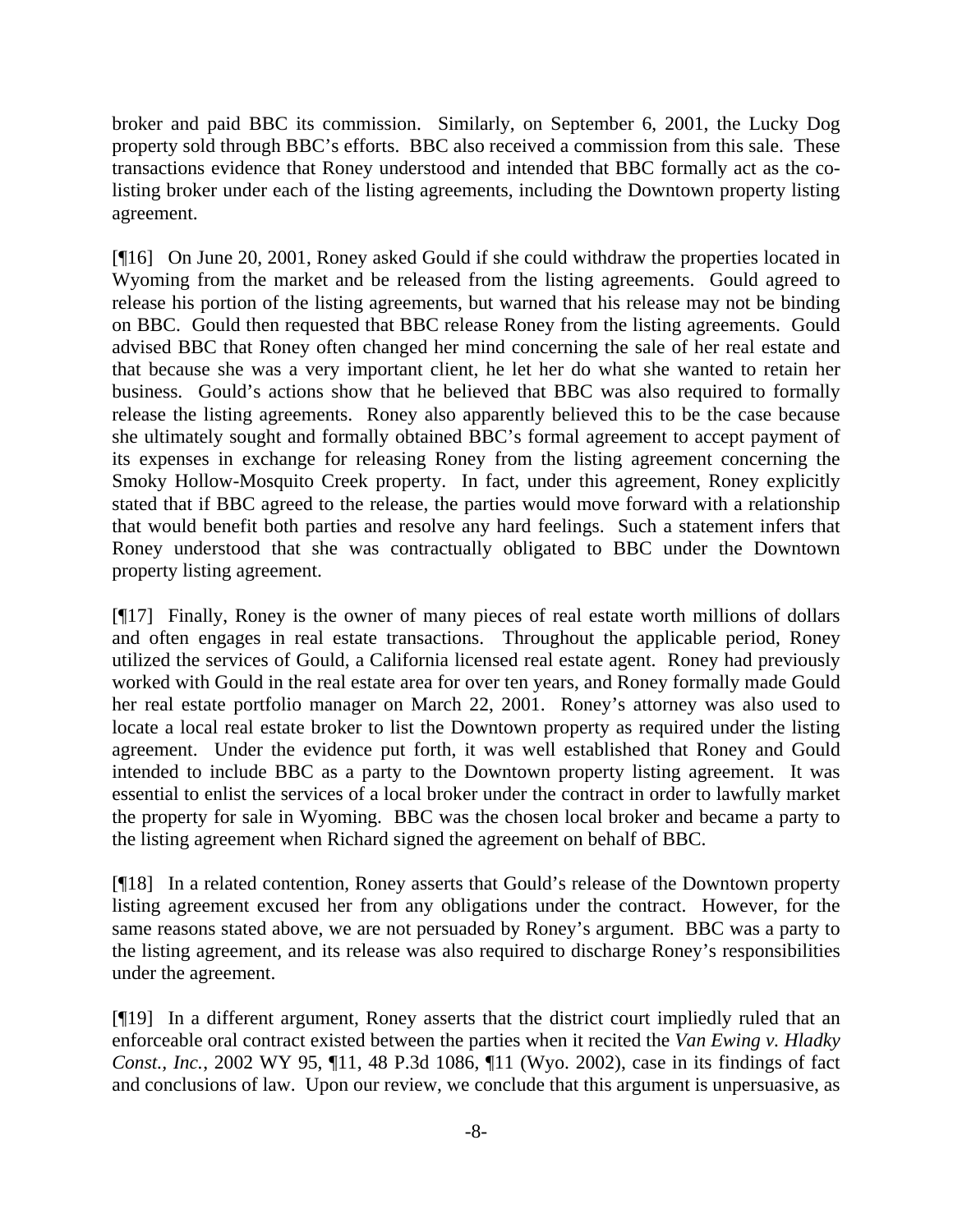broker and paid BBC its commission. Similarly, on September 6, 2001, the Lucky Dog property sold through BBC's efforts. BBC also received a commission from this sale. These transactions evidence that Roney understood and intended that BBC formally act as the co-listing broker under each of the listing agreements, including the Downtown property listing agreement.

[¶16] On June 20, 2001, Roney asked Gould if she could withdraw the properties located in Wyoming from the market and be released from the listing agreements. Gould agreed to release his portion of the listing agreements, but warned that his release may not be binding on BBC. Gould then requested that BBC release Roney from the listing agreements. Gould advised BBC that Roney often changed her mind concerning the sale of her real estate and that because she was a very important client, he let her do what she wanted to retain her business. Gould's actions show that he believed that BBC was also required to formally release the listing agreements. Roney also apparently believed this to be the case because she ultimately sought and formally obtained BBC's formal agreement to accept payment of its expenses in exchange for releasing Roney from the listing agreement concerning the Smoky Hollow-Mosquito Creek property. In fact, under this agreement, Roney explicitly stated that if BBC agreed to the release, the parties would move forward with a relationship that would benefit both parties and resolve any hard feelings. Such a statement infers that Roney understood that she was contractually obligated to BBC under the Downtown property listing agreement.

[¶17] Finally, Roney is the owner of many pieces of real estate worth millions of dollars and often engages in real estate transactions. Throughout the applicable period, Roney utilized the services of Gould, a California licensed real estate agent. Roney had previously worked with Gould in the real estate area for over ten years, and Roney formally made Gould her real estate portfolio manager on March 22, 2001. Roney's attorney was also used to locate a local real estate broker to list the Downtown property as required under the listing agreement. Under the evidence put forth, it was well established that Roney and Gould intended to include BBC as a party to the Downtown property listing agreement. It was essential to enlist the services of a local broker under the contract in order to lawfully market the property for sale in Wyoming. BBC was the chosen local broker and became a party to the listing agreement when Richard signed the agreement on behalf of BBC.

[¶18] In a related contention, Roney asserts that Gould's release of the Downtown property listing agreement excused her from any obligations under the contract. However, for the same reasons stated above, we are not persuaded by Roney's argument. BBC was a party to the listing agreement, and its release was also required to discharge Roney's responsibilities under the agreement.

[¶19] In a different argument, Roney asserts that the district court impliedly ruled that an enforceable oral contract existed between the parties when it recited the *Van Ewing v. Hladky Const., Inc.*, 2002 WY 95, ¶11, 48 P.3d 1086, ¶11 (Wyo. 2002), case in its findings of fact and conclusions of law. Upon our review, we conclude that this argument is unpersuasive, as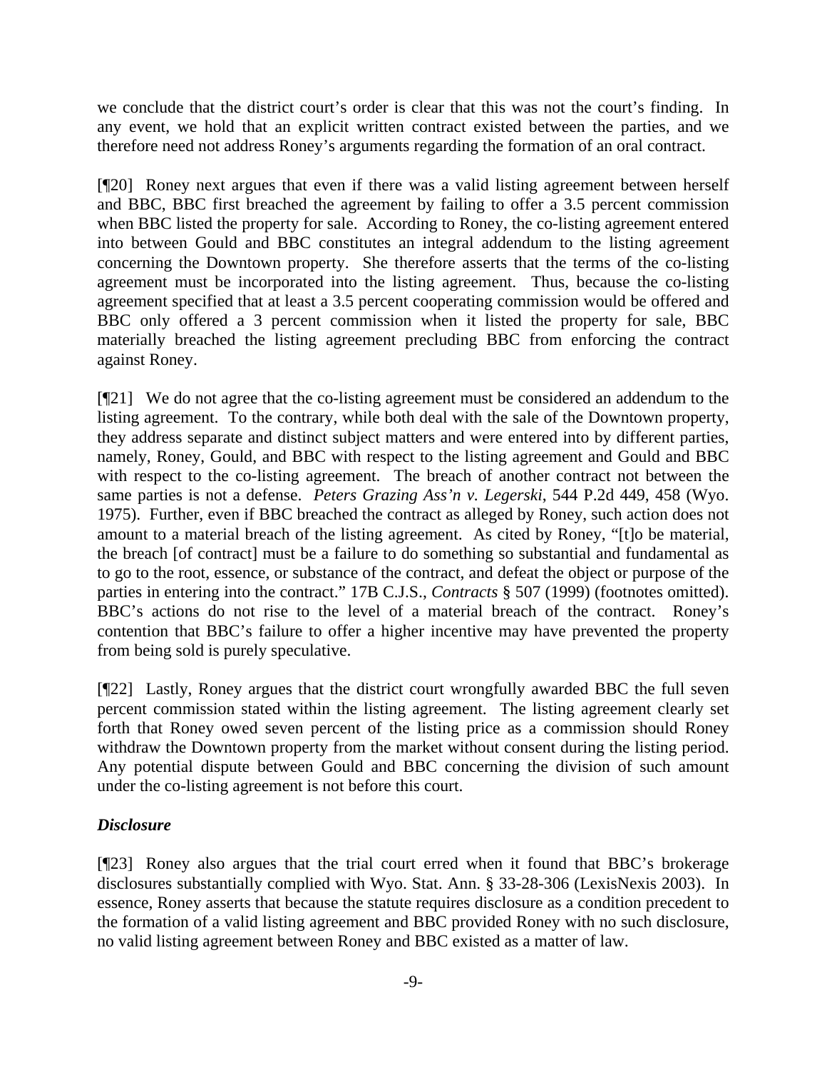we conclude that the district court's order is clear that this was not the court's finding. In any event, we hold that an explicit written contract existed between the parties, and we therefore need not address Roney's arguments regarding the formation of an oral contract.

[¶20] Roney next argues that even if there was a valid listing agreement between herself and BBC, BBC first breached the agreement by failing to offer a 3.5 percent commission when BBC listed the property for sale. According to Roney, the co-listing agreement entered into between Gould and BBC constitutes an integral addendum to the listing agreement concerning the Downtown property. She therefore asserts that the terms of the co-listing agreement must be incorporated into the listing agreement. Thus, because the co-listing agreement specified that at least a 3.5 percent cooperating commission would be offered and BBC only offered a 3 percent commission when it listed the property for sale, BBC materially breached the listing agreement precluding BBC from enforcing the contract against Roney.

[¶21] We do not agree that the co-listing agreement must be considered an addendum to the listing agreement. To the contrary, while both deal with the sale of the Downtown property, they address separate and distinct subject matters and were entered into by different parties, namely, Roney, Gould, and BBC with respect to the listing agreement and Gould and BBC with respect to the co-listing agreement. The breach of another contract not between the same parties is not a defense. *Peters Grazing Ass'n v. Legerski*, 544 P.2d 449, 458 (Wyo. 1975). Further, even if BBC breached the contract as alleged by Roney, such action does not amount to a material breach of the listing agreement. As cited by Roney, "[t]o be material, the breach [of contract] must be a failure to do something so substantial and fundamental as to go to the root, essence, or substance of the contract, and defeat the object or purpose of the parties in entering into the contract." 17B C.J.S., *Contracts* § 507 (1999) (footnotes omitted). BBC's actions do not rise to the level of a material breach of the contract. Roney's contention that BBC's failure to offer a higher incentive may have prevented the property from being sold is purely speculative.

[¶22] Lastly, Roney argues that the district court wrongfully awarded BBC the full seven percent commission stated within the listing agreement. The listing agreement clearly set forth that Roney owed seven percent of the listing price as a commission should Roney withdraw the Downtown property from the market without consent during the listing period. Any potential dispute between Gould and BBC concerning the division of such amount under the co-listing agreement is not before this court.

### *Disclosure*

[¶23] Roney also argues that the trial court erred when it found that BBC's brokerage disclosures substantially complied with Wyo. Stat. Ann. § 33-28-306 (LexisNexis 2003). In essence, Roney asserts that because the statute requires disclosure as a condition precedent to the formation of a valid listing agreement and BBC provided Roney with no such disclosure, no valid listing agreement between Roney and BBC existed as a matter of law.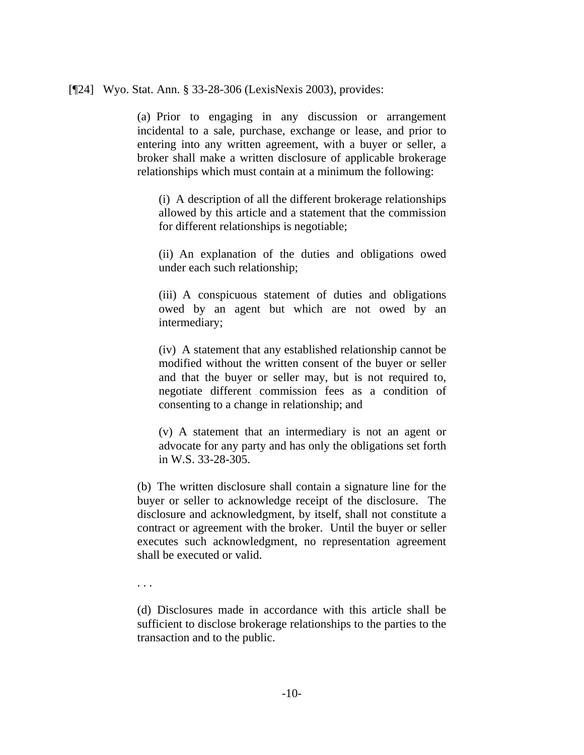[¶24] Wyo. Stat. Ann. § 33-28-306 (LexisNexis 2003), provides:

> (a) Prior to engaging in any discussion or arrangement incidental to a sale, purchase, exchange or lease, and prior to entering into any written agreement, with a buyer or seller, a broker shall make a written disclosure of applicable brokerage relationships which must contain at a minimum the following:
>
> > (i) A description of all the different brokerage relationships allowed by this article and a statement that the commission for different relationships is negotiable;
> >
> > (ii) An explanation of the duties and obligations owed under each such relationship;
> >
> > (iii) A conspicuous statement of duties and obligations owed by an agent but which are not owed by an intermediary;
> >
> > (iv) A statement that any established relationship cannot be modified without the written consent of the buyer or seller and that the buyer or seller may, but is not required to, negotiate different commission fees as a condition of consenting to a change in relationship; and
> >
> > (v) A statement that an intermediary is not an agent or advocate for any party and has only the obligations set forth in W.S. 33-28-305.
>
> (b) The written disclosure shall contain a signature line for the buyer or seller to acknowledge receipt of the disclosure. The disclosure and acknowledgment, by itself, shall not constitute a contract or agreement with the broker. Until the buyer or seller executes such acknowledgment, no representation agreement shall be executed or valid.
>
> . . .
>
> (d) Disclosures made in accordance with this article shall be sufficient to disclose brokerage relationships to the parties to the transaction and to the public.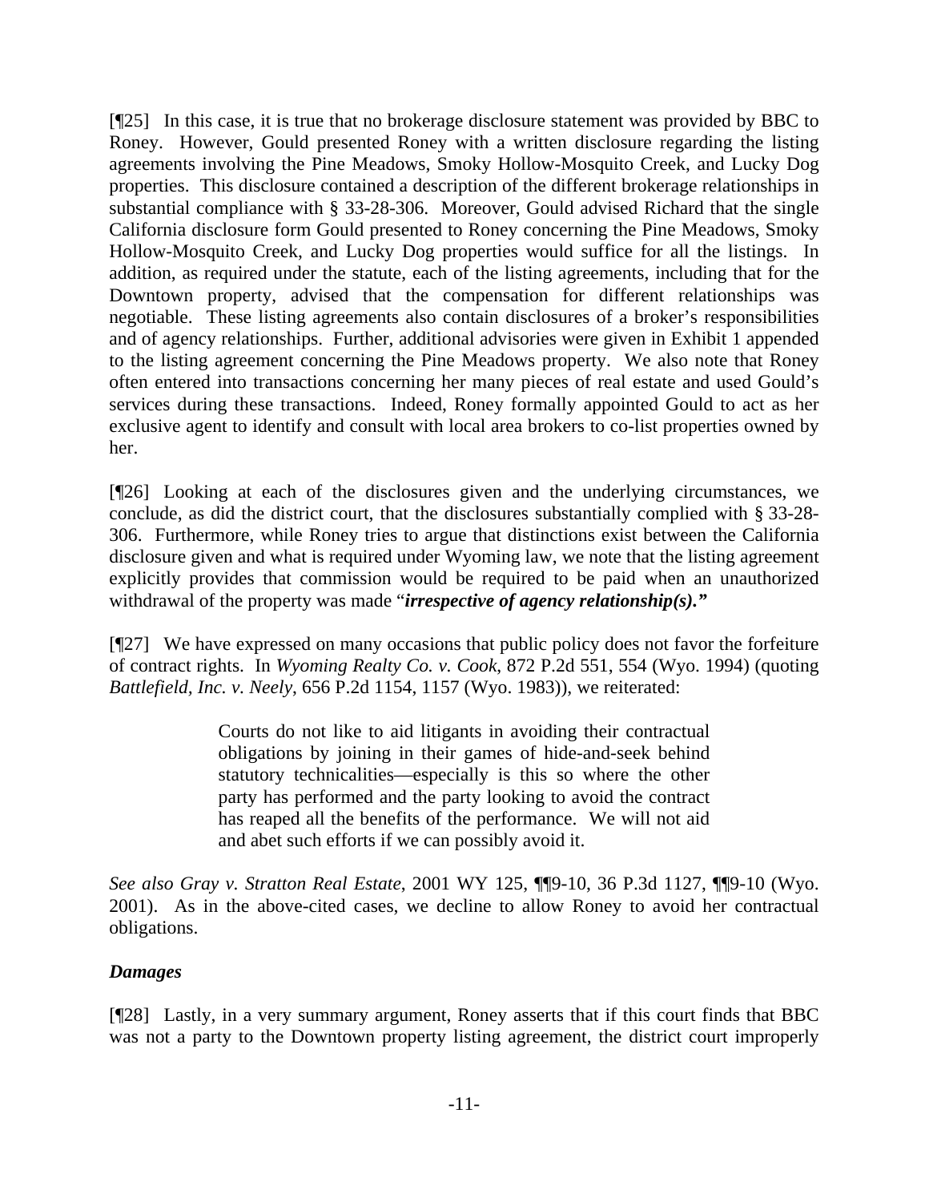[¶25] In this case, it is true that no brokerage disclosure statement was provided by BBC to Roney. However, Gould presented Roney with a written disclosure regarding the listing agreements involving the Pine Meadows, Smoky Hollow-Mosquito Creek, and Lucky Dog properties. This disclosure contained a description of the different brokerage relationships in substantial compliance with § 33-28-306. Moreover, Gould advised Richard that the single California disclosure form Gould presented to Roney concerning the Pine Meadows, Smoky Hollow-Mosquito Creek, and Lucky Dog properties would suffice for all the listings. In addition, as required under the statute, each of the listing agreements, including that for the Downtown property, advised that the compensation for different relationships was negotiable. These listing agreements also contain disclosures of a broker's responsibilities and of agency relationships. Further, additional advisories were given in Exhibit 1 appended to the listing agreement concerning the Pine Meadows property. We also note that Roney often entered into transactions concerning her many pieces of real estate and used Gould's services during these transactions. Indeed, Roney formally appointed Gould to act as her exclusive agent to identify and consult with local area brokers to co-list properties owned by her.

[¶26] Looking at each of the disclosures given and the underlying circumstances, we conclude, as did the district court, that the disclosures substantially complied with § 33-28-306. Furthermore, while Roney tries to argue that distinctions exist between the California disclosure given and what is required under Wyoming law, we note that the listing agreement explicitly provides that commission would be required to be paid when an unauthorized withdrawal of the property was made "***irrespective of agency relationship(s).***"

[¶27] We have expressed on many occasions that public policy does not favor the forfeiture of contract rights. In *Wyoming Realty Co. v. Cook*, 872 P.2d 551, 554 (Wyo. 1994) (quoting *Battlefield, Inc. v. Neely*, 656 P.2d 1154, 1157 (Wyo. 1983)), we reiterated:

> Courts do not like to aid litigants in avoiding their contractual obligations by joining in their games of hide-and-seek behind statutory technicalities—especially is this so where the other party has performed and the party looking to avoid the contract has reaped all the benefits of the performance. We will not aid and abet such efforts if we can possibly avoid it.

*See also Gray v. Stratton Real Estate*, 2001 WY 125, ¶¶9-10, 36 P.3d 1127, ¶¶9-10 (Wyo. 2001). As in the above-cited cases, we decline to allow Roney to avoid her contractual obligations.

***Damages***

[¶28] Lastly, in a very summary argument, Roney asserts that if this court finds that BBC was not a party to the Downtown property listing agreement, the district court improperly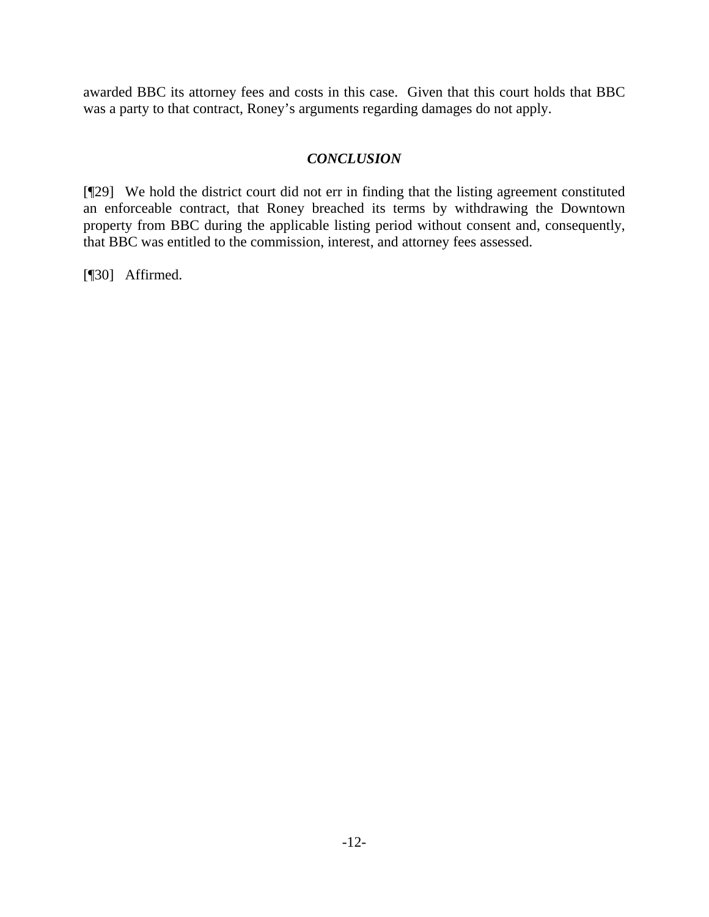awarded BBC its attorney fees and costs in this case. Given that this court holds that BBC was a party to that contract, Roney's arguments regarding damages do not apply.

### *CONCLUSION*

[¶29] We hold the district court did not err in finding that the listing agreement constituted an enforceable contract, that Roney breached its terms by withdrawing the Downtown property from BBC during the applicable listing period without consent and, consequently, that BBC was entitled to the commission, interest, and attorney fees assessed.

[¶30] Affirmed.